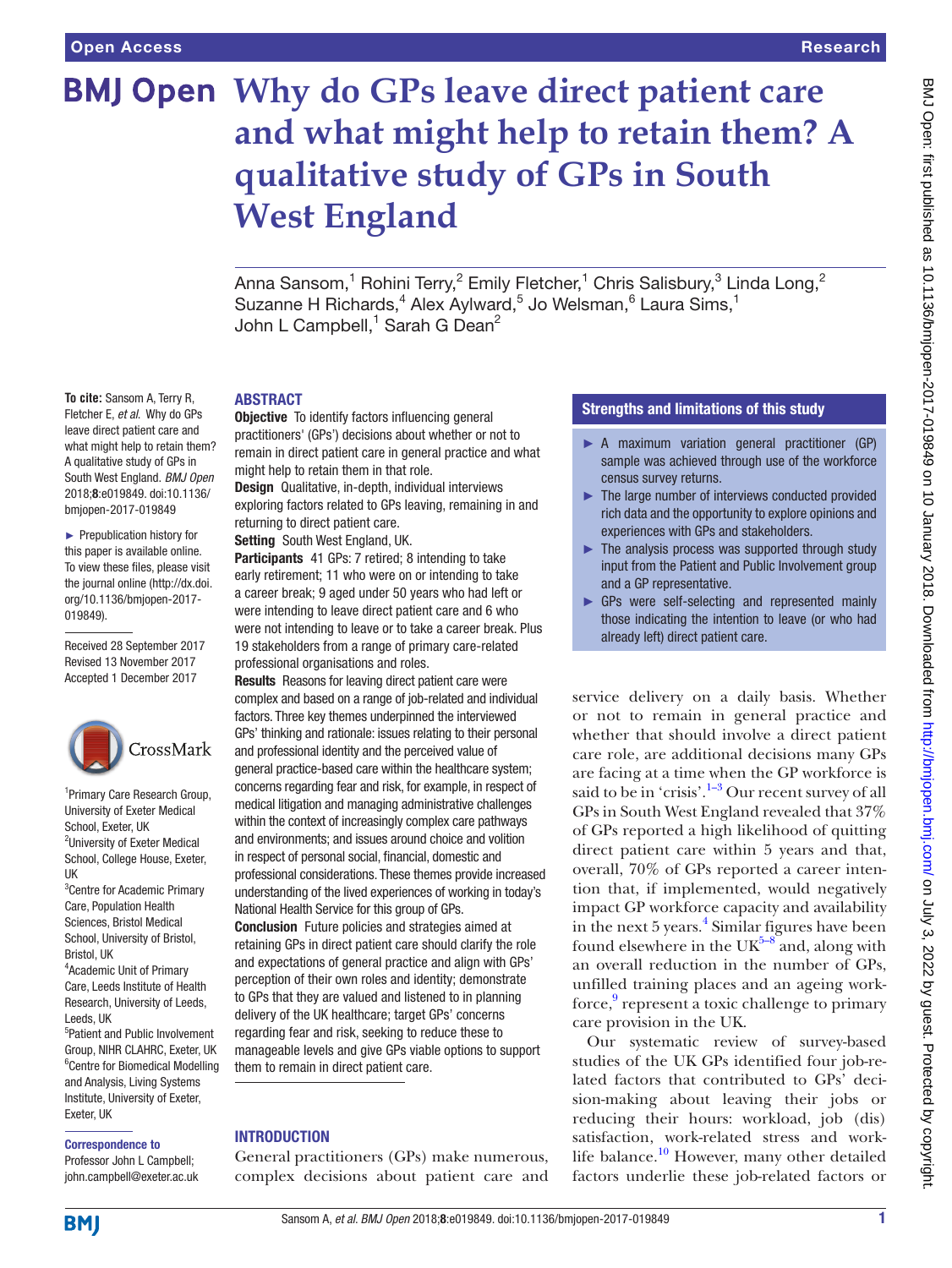# Why do GPs leave direct patient care and what might help to retain them? A qualitative study of GPs in South West England

Anna Sansom,[1] Rohini Terry,[2] Emily Fletcher,[1] Chris Salisbury,[3] Linda Long,[2] Suzanne H Richards,[4] Alex Aylward,[5] Jo Welsman,[6] Laura Sims,[1] John L Campbell,[1] Sarah G Dean[2]

**To cite:** Sansom A, Terry R, Fletcher E, *et al*. Why do GPs leave direct patient care and what might help to retain them? A qualitative study of GPs in South West England. *BMJ Open* 2018;**8**:e019849. doi:10.1136/bmjopen-2017-019849

► Prepublication history for this paper is available online. To view these files, please visit the journal online (http://dx.doi.org/10.1136/bmjopen-2017-019849).

Received 28 September 2017
Revised 13 November 2017
Accepted 1 December 2017

[1]Primary Care Research Group, University of Exeter Medical School, Exeter, UK
[2]University of Exeter Medical School, College House, Exeter, UK
[3]Centre for Academic Primary Care, Population Health Sciences, Bristol Medical School, University of Bristol, Bristol, UK
[4]Academic Unit of Primary Care, Leeds Institute of Health Research, University of Leeds, Leeds, UK
[5]Patient and Public Involvement Group, NIHR CLAHRC, Exeter, UK
[6]Centre for Biomedical Modelling and Analysis, Living Systems Institute, University of Exeter, Exeter, UK

**Correspondence to**
Professor John L Campbell; john.campbell@exeter.ac.uk

## ABSTRACT

**Objective** To identify factors influencing general practitioners' (GPs') decisions about whether or not to remain in direct patient care in general practice and what might help to retain them in that role.

**Design** Qualitative, in-depth, individual interviews exploring factors related to GPs leaving, remaining in and returning to direct patient care.

**Setting** South West England, UK.

**Participants** 41 GPs: 7 retired; 8 intending to take early retirement; 11 who were on or intending to take a career break; 9 aged under 50 years who had left or were intending to leave direct patient care and 6 who were not intending to leave or to take a career break. Plus 19 stakeholders from a range of primary care-related professional organisations and roles.

**Results** Reasons for leaving direct patient care were complex and based on a range of job-related and individual factors. Three key themes underpinned the interviewed GPs' thinking and rationale: issues relating to their personal and professional identity and the perceived value of general practice-based care within the healthcare system; concerns regarding fear and risk, for example, in respect of medical litigation and managing administrative challenges within the context of increasingly complex care pathways and environments; and issues around choice and volition in respect of personal social, financial, domestic and professional considerations. These themes provide increased understanding of the lived experiences of working in today's National Health Service for this group of GPs.

**Conclusion** Future policies and strategies aimed at retaining GPs in direct patient care should clarify the role and expectations of general practice and align with GPs' perception of their own roles and identity; demonstrate to GPs that they are valued and listened to in planning delivery of the UK healthcare; target GPs' concerns regarding fear and risk, seeking to reduce these to manageable levels and give GPs viable options to support them to remain in direct patient care.

## Strengths and limitations of this study

- ► A maximum variation general practitioner (GP) sample was achieved through use of the workforce census survey returns.
- ► The large number of interviews conducted provided rich data and the opportunity to explore opinions and experiences with GPs and stakeholders.
- ► The analysis process was supported through study input from the Patient and Public Involvement group and a GP representative.
- ► GPs were self-selecting and represented mainly those indicating the intention to leave (or who had already left) direct patient care.

## INTRODUCTION

General practitioners (GPs) make numerous, complex decisions about patient care and service delivery on a daily basis. Whether or not to remain in general practice and whether that should involve a direct patient care role, are additional decisions many GPs are facing at a time when the GP workforce is said to be in 'crisis'.[1–3] Our recent survey of all GPs in South West England revealed that 37% of GPs reported a high likelihood of quitting direct patient care within 5 years and that, overall, 70% of GPs reported a career intention that, if implemented, would negatively impact GP workforce capacity and availability in the next 5 years.[4] Similar figures have been found elsewhere in the UK[5–8] and, along with an overall reduction in the number of GPs, unfilled training places and an ageing workforce,[9] represent a toxic challenge to primary care provision in the UK.

Our systematic review of survey-based studies of the UK GPs identified four job-related factors that contributed to GPs' decision-making about leaving their jobs or reducing their hours: workload, job (dis) satisfaction, work-related stress and work-life balance.[10] However, many other detailed factors underlie these job-related factors or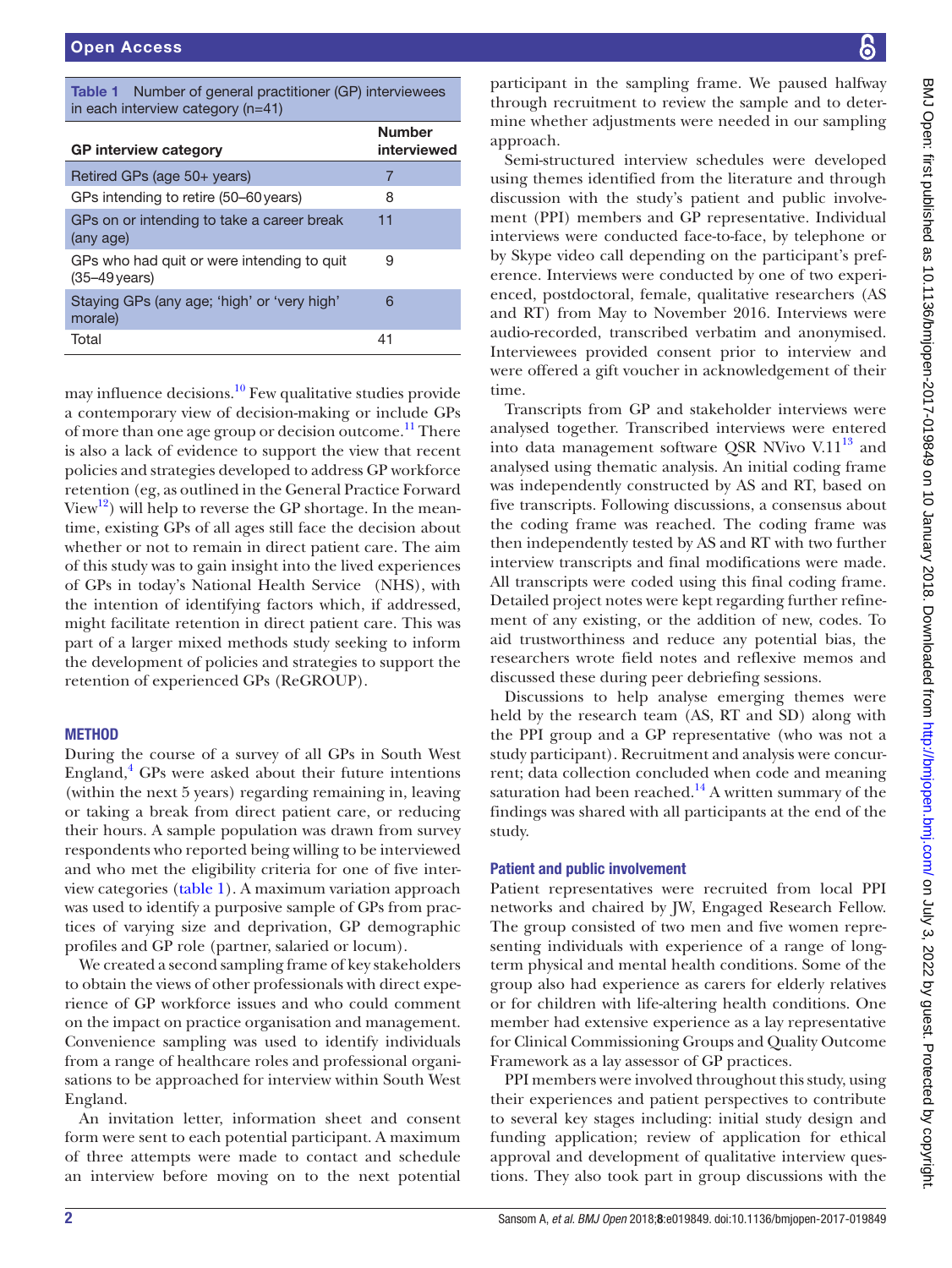Table 1 Number of general practitioner (GP) interviewees in each interview category (n=41)

| GP interview category | Number interviewed |
|---|---|
| Retired GPs (age 50+ years) | 7 |
| GPs intending to retire (50–60 years) | 8 |
| GPs on or intending to take a career break (any age) | 11 |
| GPs who had quit or were intending to quit (35–49 years) | 9 |
| Staying GPs (any age; 'high' or 'very high' morale) | 6 |
| Total | 41 |

may influence decisions.[10] Few qualitative studies provide a contemporary view of decision-making or include GPs of more than one age group or decision outcome.[11] There is also a lack of evidence to support the view that recent policies and strategies developed to address GP workforce retention (eg, as outlined in the General Practice Forward View[12]) will help to reverse the GP shortage. In the meantime, existing GPs of all ages still face the decision about whether or not to remain in direct patient care. The aim of this study was to gain insight into the lived experiences of GPs in today's National Health Service (NHS), with the intention of identifying factors which, if addressed, might facilitate retention in direct patient care. This was part of a larger mixed methods study seeking to inform the development of policies and strategies to support the retention of experienced GPs (ReGROUP).

## METHOD

During the course of a survey of all GPs in South West England,[4] GPs were asked about their future intentions (within the next 5 years) regarding remaining in, leaving or taking a break from direct patient care, or reducing their hours. A sample population was drawn from survey respondents who reported being willing to be interviewed and who met the eligibility criteria for one of five interview categories (table 1). A maximum variation approach was used to identify a purposive sample of GPs from practices of varying size and deprivation, GP demographic profiles and GP role (partner, salaried or locum).

We created a second sampling frame of key stakeholders to obtain the views of other professionals with direct experience of GP workforce issues and who could comment on the impact on practice organisation and management. Convenience sampling was used to identify individuals from a range of healthcare roles and professional organisations to be approached for interview within South West England.

An invitation letter, information sheet and consent form were sent to each potential participant. A maximum of three attempts were made to contact and schedule an interview before moving on to the next potential participant in the sampling frame. We paused halfway through recruitment to review the sample and to determine whether adjustments were needed in our sampling approach.

Semi-structured interview schedules were developed using themes identified from the literature and through discussion with the study's patient and public involvement (PPI) members and GP representative. Individual interviews were conducted face-to-face, by telephone or by Skype video call depending on the participant's preference. Interviews were conducted by one of two experienced, postdoctoral, female, qualitative researchers (AS and RT) from May to November 2016. Interviews were audio-recorded, transcribed verbatim and anonymised. Interviewees provided consent prior to interview and were offered a gift voucher in acknowledgement of their time.

Transcripts from GP and stakeholder interviews were analysed together. Transcribed interviews were entered into data management software QSR NVivo V.11[13] and analysed using thematic analysis. An initial coding frame was independently constructed by AS and RT, based on five transcripts. Following discussions, a consensus about the coding frame was reached. The coding frame was then independently tested by AS and RT with two further interview transcripts and final modifications were made. All transcripts were coded using this final coding frame. Detailed project notes were kept regarding further refinement of any existing, or the addition of new, codes. To aid trustworthiness and reduce any potential bias, the researchers wrote field notes and reflexive memos and discussed these during peer debriefing sessions.

Discussions to help analyse emerging themes were held by the research team (AS, RT and SD) along with the PPI group and a GP representative (who was not a study participant). Recruitment and analysis were concurrent; data collection concluded when code and meaning saturation had been reached.[14] A written summary of the findings was shared with all participants at the end of the study.

### Patient and public involvement

Patient representatives were recruited from local PPI networks and chaired by JW, Engaged Research Fellow. The group consisted of two men and five women representing individuals with experience of a range of long-term physical and mental health conditions. Some of the group also had experience as carers for elderly relatives or for children with life-altering health conditions. One member had extensive experience as a lay representative for Clinical Commissioning Groups and Quality Outcome Framework as a lay assessor of GP practices.

PPI members were involved throughout this study, using their experiences and patient perspectives to contribute to several key stages including: initial study design and funding application; review of application for ethical approval and development of qualitative interview questions. They also took part in group discussions with the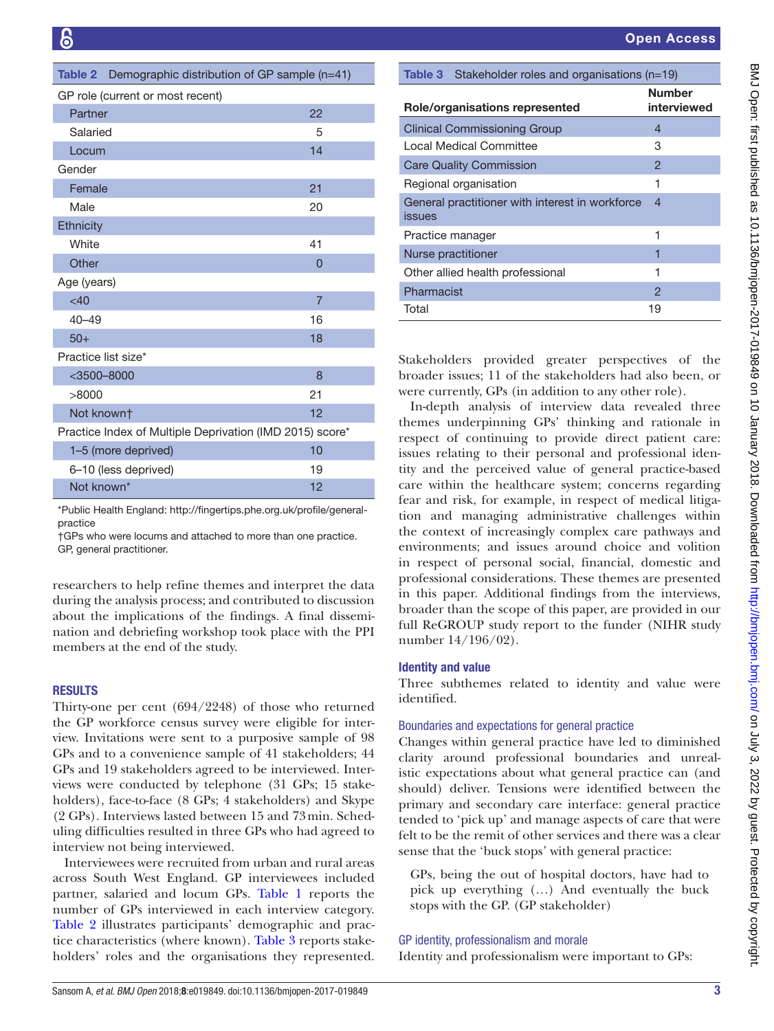**Table 2** Demographic distribution of GP sample (n=41)

| | |
|---|---|
| GP role (current or most recent) | |
| Partner | 22 |
| Salaried | 5 |
| Locum | 14 |
| Gender | |
| Female | 21 |
| Male | 20 |
| Ethnicity | |
| White | 41 |
| Other | 0 |
| Age (years) | |
| <40 | 7 |
| 40–49 | 16 |
| 50+ | 18 |
| Practice list size* | |
| <3500–8000 | 8 |
| >8000 | 21 |
| Not known† | 12 |
| Practice Index of Multiple Deprivation (IMD 2015) score* | |
| 1–5 (more deprived) | 10 |
| 6–10 (less deprived) | 19 |
| Not known* | 12 |

*Public Health England: http://fingertips.phe.org.uk/profile/general-practice
†GPs who were locums and attached to more than one practice.
GP, general practitioner.

researchers to help refine themes and interpret the data during the analysis process; and contributed to discussion about the implications of the findings. A final dissemination and debriefing workshop took place with the PPI members at the end of the study.

## RESULTS

Thirty-one per cent (694/2248) of those who returned the GP workforce census survey were eligible for interview. Invitations were sent to a purposive sample of 98 GPs and to a convenience sample of 41 stakeholders; 44 GPs and 19 stakeholders agreed to be interviewed. Interviews were conducted by telephone (31 GPs; 15 stakeholders), face-to-face (8 GPs; 4 stakeholders) and Skype (2 GPs). Interviews lasted between 15 and 73 min. Scheduling difficulties resulted in three GPs who had agreed to interview not being interviewed.

Interviewees were recruited from urban and rural areas across South West England. GP interviewees included partner, salaried and locum GPs. Table 1 reports the number of GPs interviewed in each interview category. Table 2 illustrates participants' demographic and practice characteristics (where known). Table 3 reports stakeholders' roles and the organisations they represented.

**Table 3** Stakeholder roles and organisations (n=19)

| Role/organisations represented | Number interviewed |
|---|---|
| Clinical Commissioning Group | 4 |
| Local Medical Committee | 3 |
| Care Quality Commission | 2 |
| Regional organisation | 1 |
| General practitioner with interest in workforce issues | 4 |
| Practice manager | 1 |
| Nurse practitioner | 1 |
| Other allied health professional | 1 |
| Pharmacist | 2 |
| Total | 19 |

Stakeholders provided greater perspectives of the broader issues; 11 of the stakeholders had also been, or were currently, GPs (in addition to any other role).

In-depth analysis of interview data revealed three themes underpinning GPs' thinking and rationale in respect of continuing to provide direct patient care: issues relating to their personal and professional identity and the perceived value of general practice-based care within the healthcare system; concerns regarding fear and risk, for example, in respect of medical litigation and managing administrative challenges within the context of increasingly complex care pathways and environments; and issues around choice and volition in respect of personal social, financial, domestic and professional considerations. These themes are presented in this paper. Additional findings from the interviews, broader than the scope of this paper, are provided in our full ReGROUP study report to the funder (NIHR study number 14/196/02).

### Identity and value

Three subthemes related to identity and value were identified.

#### Boundaries and expectations for general practice

Changes within general practice have led to diminished clarity around professional boundaries and unrealistic expectations about what general practice can (and should) deliver. Tensions were identified between the primary and secondary care interface: general practice tended to 'pick up' and manage aspects of care that were felt to be the remit of other services and there was a clear sense that the 'buck stops' with general practice:

> GPs, being the out of hospital doctors, have had to pick up everything (…) And eventually the buck stops with the GP. (GP stakeholder)

#### GP identity, professionalism and morale

Identity and professionalism were important to GPs: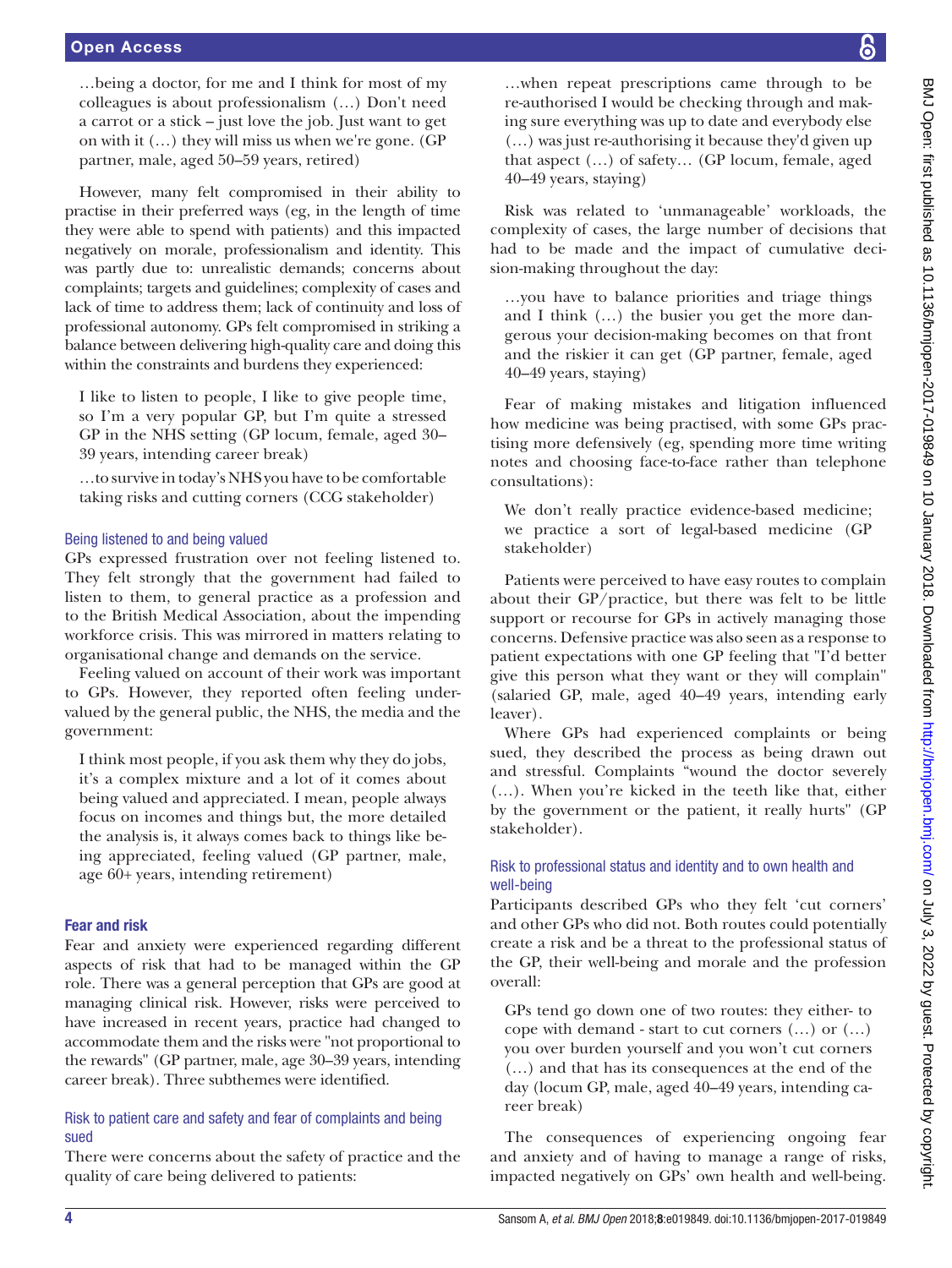…being a doctor, for me and I think for most of my colleagues is about professionalism (…) Don't need a carrot or a stick – just love the job. Just want to get on with it (…) they will miss us when we're gone. (GP partner, male, aged 50–59 years, retired)

However, many felt compromised in their ability to practise in their preferred ways (eg, in the length of time they were able to spend with patients) and this impacted negatively on morale, professionalism and identity. This was partly due to: unrealistic demands; concerns about complaints; targets and guidelines; complexity of cases and lack of time to address them; lack of continuity and loss of professional autonomy. GPs felt compromised in striking a balance between delivering high-quality care and doing this within the constraints and burdens they experienced:

> I like to listen to people, I like to give people time, so I'm a very popular GP, but I'm quite a stressed GP in the NHS setting (GP locum, female, aged 30–39 years, intending career break)
>
> …to survive in today's NHS you have to be comfortable taking risks and cutting corners (CCG stakeholder)

### Being listened to and being valued

GPs expressed frustration over not feeling listened to. They felt strongly that the government had failed to listen to them, to general practice as a profession and to the British Medical Association, about the impending workforce crisis. This was mirrored in matters relating to organisational change and demands on the service.

Feeling valued on account of their work was important to GPs. However, they reported often feeling undervalued by the general public, the NHS, the media and the government:

> I think most people, if you ask them why they do jobs, it's a complex mixture and a lot of it comes about being valued and appreciated. I mean, people always focus on incomes and things but, the more detailed the analysis is, it always comes back to things like being appreciated, feeling valued (GP partner, male, age 60+ years, intending retirement)

## Fear and risk

Fear and anxiety were experienced regarding different aspects of risk that had to be managed within the GP role. There was a general perception that GPs are good at managing clinical risk. However, risks were perceived to have increased in recent years, practice had changed to accommodate them and the risks were "not proportional to the rewards" (GP partner, male, age 30–39 years, intending career break). Three subthemes were identified.

### Risk to patient care and safety and fear of complaints and being sued

There were concerns about the safety of practice and the quality of care being delivered to patients:

> …when repeat prescriptions came through to be re-authorised I would be checking through and making sure everything was up to date and everybody else (…) was just re-authorising it because they'd given up that aspect (…) of safety… (GP locum, female, aged 40–49 years, staying)

Risk was related to 'unmanageable' workloads, the complexity of cases, the large number of decisions that had to be made and the impact of cumulative decision-making throughout the day:

> …you have to balance priorities and triage things and I think (…) the busier you get the more dangerous your decision-making becomes on that front and the riskier it can get (GP partner, female, aged 40–49 years, staying)

Fear of making mistakes and litigation influenced how medicine was being practised, with some GPs practising more defensively (eg, spending more time writing notes and choosing face-to-face rather than telephone consultations):

> We don't really practice evidence-based medicine; we practice a sort of legal-based medicine (GP stakeholder)

Patients were perceived to have easy routes to complain about their GP/practice, but there was felt to be little support or recourse for GPs in actively managing those concerns. Defensive practice was also seen as a response to patient expectations with one GP feeling that "I'd better give this person what they want or they will complain" (salaried GP, male, aged 40–49 years, intending early leaver).

Where GPs had experienced complaints or being sued, they described the process as being drawn out and stressful. Complaints "wound the doctor severely (…). When you're kicked in the teeth like that, either by the government or the patient, it really hurts" (GP stakeholder).

### Risk to professional status and identity and to own health and well-being

Participants described GPs who they felt 'cut corners' and other GPs who did not. Both routes could potentially create a risk and be a threat to the professional status of the GP, their well-being and morale and the profession overall:

> GPs tend go down one of two routes: they either- to cope with demand - start to cut corners (…) or (…) you over burden yourself and you won't cut corners (…) and that has its consequences at the end of the day (locum GP, male, aged 40–49 years, intending career break)

The consequences of experiencing ongoing fear and anxiety and of having to manage a range of risks, impacted negatively on GPs' own health and well-being.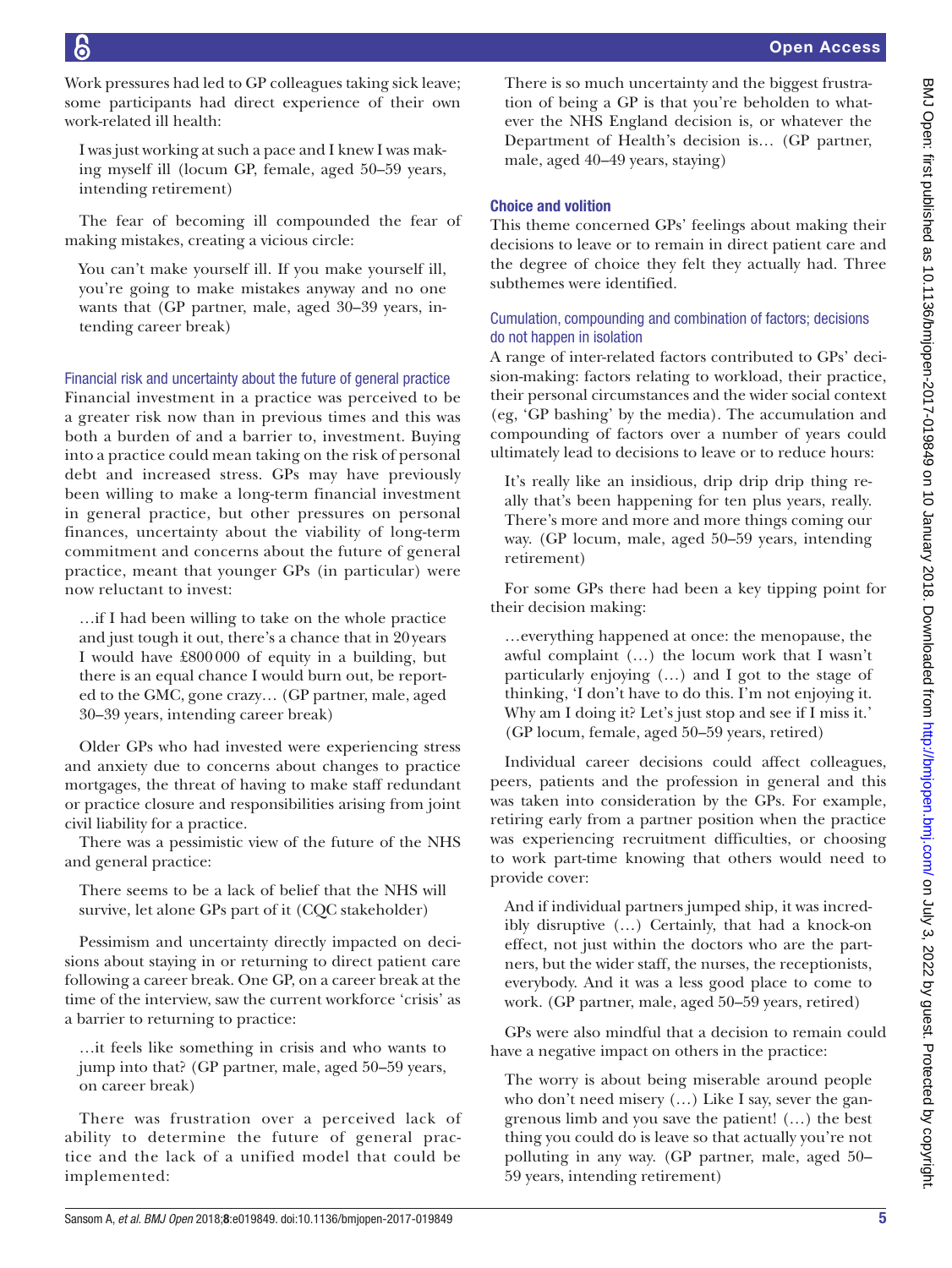Work pressures had led to GP colleagues taking sick leave; some participants had direct experience of their own work-related ill health:

> I was just working at such a pace and I knew I was making myself ill (locum GP, female, aged 50–59 years, intending retirement)

The fear of becoming ill compounded the fear of making mistakes, creating a vicious circle:

> You can't make yourself ill. If you make yourself ill, you're going to make mistakes anyway and no one wants that (GP partner, male, aged 30–39 years, intending career break)

#### Financial risk and uncertainty about the future of general practice

Financial investment in a practice was perceived to be a greater risk now than in previous times and this was both a burden of and a barrier to, investment. Buying into a practice could mean taking on the risk of personal debt and increased stress. GPs may have previously been willing to make a long-term financial investment in general practice, but other pressures on personal finances, uncertainty about the viability of long-term commitment and concerns about the future of general practice, meant that younger GPs (in particular) were now reluctant to invest:

> …if I had been willing to take on the whole practice and just tough it out, there's a chance that in 20 years I would have £800 000 of equity in a building, but there is an equal chance I would burn out, be reported to the GMC, gone crazy… (GP partner, male, aged 30–39 years, intending career break)

Older GPs who had invested were experiencing stress and anxiety due to concerns about changes to practice mortgages, the threat of having to make staff redundant or practice closure and responsibilities arising from joint civil liability for a practice.

There was a pessimistic view of the future of the NHS and general practice:

> There seems to be a lack of belief that the NHS will survive, let alone GPs part of it (CQC stakeholder)

Pessimism and uncertainty directly impacted on decisions about staying in or returning to direct patient care following a career break. One GP, on a career break at the time of the interview, saw the current workforce 'crisis' as a barrier to returning to practice:

> …it feels like something in crisis and who wants to jump into that? (GP partner, male, aged 50–59 years, on career break)

There was frustration over a perceived lack of ability to determine the future of general practice and the lack of a unified model that could be implemented:

> There is so much uncertainty and the biggest frustration of being a GP is that you're beholden to whatever the NHS England decision is, or whatever the Department of Health's decision is… (GP partner, male, aged 40–49 years, staying)

### Choice and volition

This theme concerned GPs' feelings about making their decisions to leave or to remain in direct patient care and the degree of choice they felt they actually had. Three subthemes were identified.

#### Cumulation, compounding and combination of factors; decisions do not happen in isolation

A range of inter-related factors contributed to GPs' decision-making: factors relating to workload, their practice, their personal circumstances and the wider social context (eg, 'GP bashing' by the media). The accumulation and compounding of factors over a number of years could ultimately lead to decisions to leave or to reduce hours:

> It's really like an insidious, drip drip drip thing really that's been happening for ten plus years, really. There's more and more and more things coming our way. (GP locum, male, aged 50–59 years, intending retirement)

For some GPs there had been a key tipping point for their decision making:

> …everything happened at once: the menopause, the awful complaint (…) the locum work that I wasn't particularly enjoying (…) and I got to the stage of thinking, 'I don't have to do this. I'm not enjoying it. Why am I doing it? Let's just stop and see if I miss it.' (GP locum, female, aged 50–59 years, retired)

Individual career decisions could affect colleagues, peers, patients and the profession in general and this was taken into consideration by the GPs. For example, retiring early from a partner position when the practice was experiencing recruitment difficulties, or choosing to work part-time knowing that others would need to provide cover:

> And if individual partners jumped ship, it was incredibly disruptive (…) Certainly, that had a knock-on effect, not just within the doctors who are the partners, but the wider staff, the nurses, the receptionists, everybody. And it was a less good place to come to work. (GP partner, male, aged 50–59 years, retired)

GPs were also mindful that a decision to remain could have a negative impact on others in the practice:

> The worry is about being miserable around people who don't need misery (…) Like I say, sever the gangrenous limb and you save the patient! (…) the best thing you could do is leave so that actually you're not polluting in any way. (GP partner, male, aged 50–59 years, intending retirement)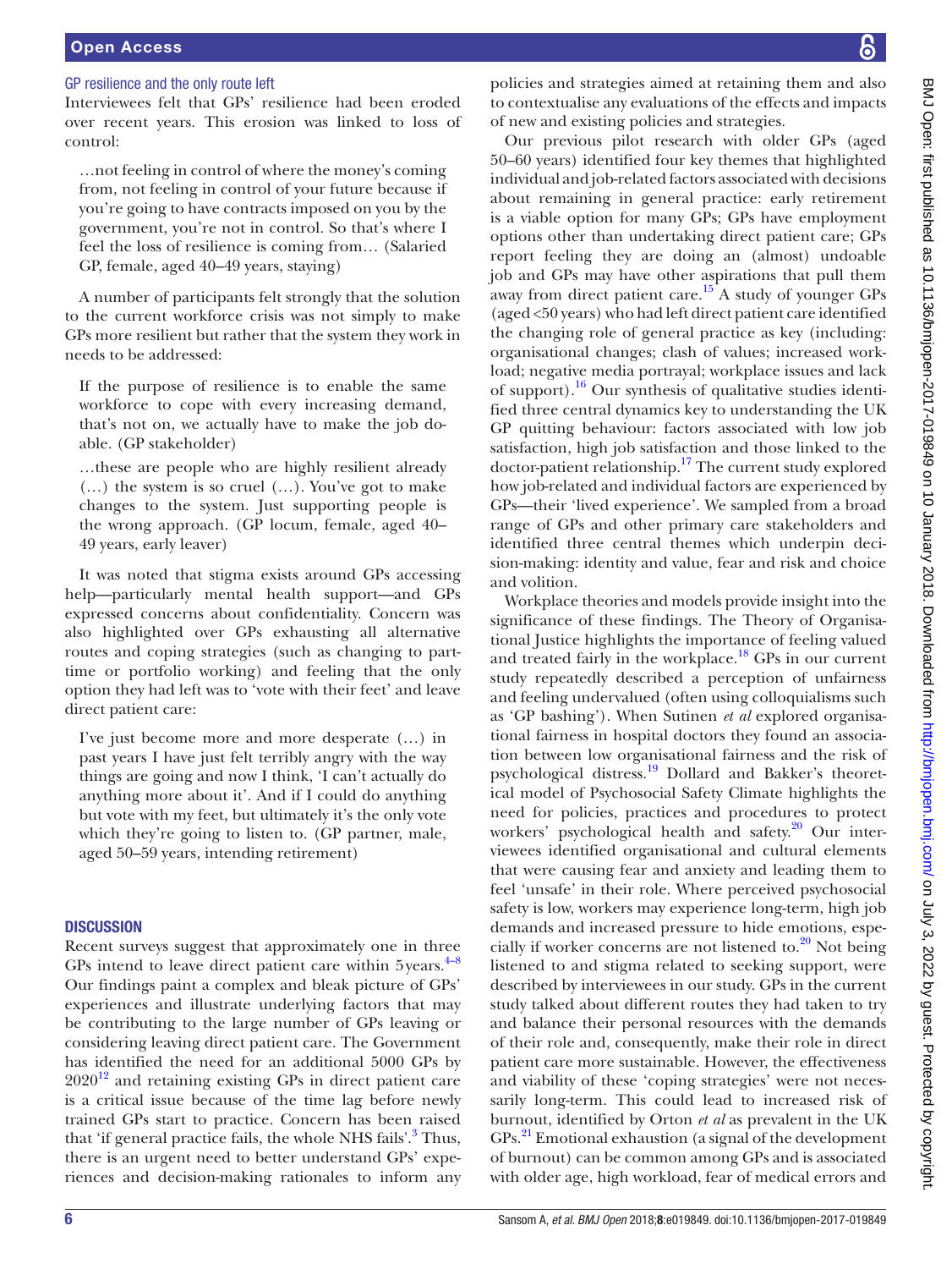### GP resilience and the only route left

Interviewees felt that GPs' resilience had been eroded over recent years. This erosion was linked to loss of control:

> …not feeling in control of where the money's coming from, not feeling in control of your future because if you're going to have contracts imposed on you by the government, you're not in control. So that's where I feel the loss of resilience is coming from… (Salaried GP, female, aged 40–49 years, staying)

A number of participants felt strongly that the solution to the current workforce crisis was not simply to make GPs more resilient but rather that the system they work in needs to be addressed:

> If the purpose of resilience is to enable the same workforce to cope with every increasing demand, that's not on, we actually have to make the job do-able. (GP stakeholder)

> …these are people who are highly resilient already (…) the system is so cruel (…). You've got to make changes to the system. Just supporting people is the wrong approach. (GP locum, female, aged 40–49 years, early leaver)

It was noted that stigma exists around GPs accessing help—particularly mental health support—and GPs expressed concerns about confidentiality. Concern was also highlighted over GPs exhausting all alternative routes and coping strategies (such as changing to part-time or portfolio working) and feeling that the only option they had left was to 'vote with their feet' and leave direct patient care:

> I've just become more and more desperate (…) in past years I have just felt terribly angry with the way things are going and now I think, 'I can't actually do anything more about it'. And if I could do anything but vote with my feet, but ultimately it's the only vote which they're going to listen to. (GP partner, male, aged 50–59 years, intending retirement)

## DISCUSSION

Recent surveys suggest that approximately one in three GPs intend to leave direct patient care within 5 years.[4–8] Our findings paint a complex and bleak picture of GPs' experiences and illustrate underlying factors that may be contributing to the large number of GPs leaving or considering leaving direct patient care. The Government has identified the need for an additional 5000 GPs by 2020[12] and retaining existing GPs in direct patient care is a critical issue because of the time lag before newly trained GPs start to practice. Concern has been raised that 'if general practice fails, the whole NHS fails'.[3] Thus, there is an urgent need to better understand GPs' experiences and decision-making rationales to inform any policies and strategies aimed at retaining them and also to contextualise any evaluations of the effects and impacts of new and existing policies and strategies.

Our previous pilot research with older GPs (aged 50–60 years) identified four key themes that highlighted individual and job-related factors associated with decisions about remaining in general practice: early retirement is a viable option for many GPs; GPs have employment options other than undertaking direct patient care; GPs report feeling they are doing an (almost) undoable job and GPs may have other aspirations that pull them away from direct patient care.[15] A study of younger GPs (aged <50 years) who had left direct patient care identified the changing role of general practice as key (including: organisational changes; clash of values; increased workload; negative media portrayal; workplace issues and lack of support).[16] Our synthesis of qualitative studies identified three central dynamics key to understanding the UK GP quitting behaviour: factors associated with low job satisfaction, high job satisfaction and those linked to the doctor-patient relationship.[17] The current study explored how job-related and individual factors are experienced by GPs—their 'lived experience'. We sampled from a broad range of GPs and other primary care stakeholders and identified three central themes which underpin decision-making: identity and value, fear and risk and choice and volition.

Workplace theories and models provide insight into the significance of these findings. The Theory of Organisational Justice highlights the importance of feeling valued and treated fairly in the workplace.[18] GPs in our current study repeatedly described a perception of unfairness and feeling undervalued (often using colloquialisms such as 'GP bashing'). When Sutinen *et al* explored organisational fairness in hospital doctors they found an association between low organisational fairness and the risk of psychological distress.[19] Dollard and Bakker's theoretical model of Psychosocial Safety Climate highlights the need for policies, practices and procedures to protect workers' psychological health and safety.[20] Our interviewees identified organisational and cultural elements that were causing fear and anxiety and leading them to feel 'unsafe' in their role. Where perceived psychosocial safety is low, workers may experience long-term, high job demands and increased pressure to hide emotions, especially if worker concerns are not listened to.[20] Not being listened to and stigma related to seeking support, were described by interviewees in our study. GPs in the current study talked about different routes they had taken to try and balance their personal resources with the demands of their role and, consequently, make their role in direct patient care more sustainable. However, the effectiveness and viability of these 'coping strategies' were not necessarily long-term. This could lead to increased risk of burnout, identified by Orton *et al* as prevalent in the UK GPs.[21] Emotional exhaustion (a signal of the development of burnout) can be common among GPs and is associated with older age, high workload, fear of medical errors and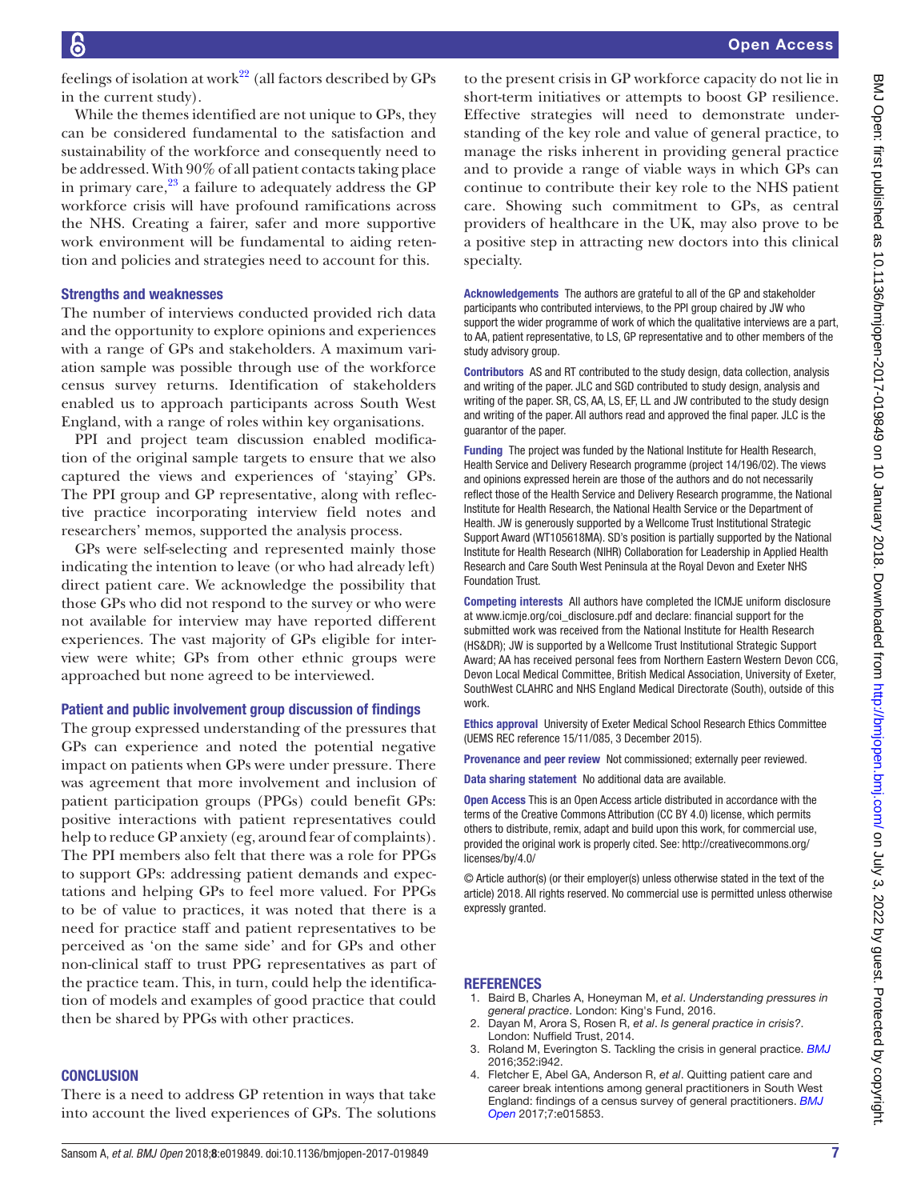feelings of isolation at work[22] (all factors described by GPs in the current study).

While the themes identified are not unique to GPs, they can be considered fundamental to the satisfaction and sustainability of the workforce and consequently need to be addressed. With 90% of all patient contacts taking place in primary care,[23] a failure to adequately address the GP workforce crisis will have profound ramifications across the NHS. Creating a fairer, safer and more supportive work environment will be fundamental to aiding retention and policies and strategies need to account for this.

### Strengths and weaknesses

The number of interviews conducted provided rich data and the opportunity to explore opinions and experiences with a range of GPs and stakeholders. A maximum variation sample was possible through use of the workforce census survey returns. Identification of stakeholders enabled us to approach participants across South West England, with a range of roles within key organisations.

PPI and project team discussion enabled modification of the original sample targets to ensure that we also captured the views and experiences of 'staying' GPs. The PPI group and GP representative, along with reflective practice incorporating interview field notes and researchers' memos, supported the analysis process.

GPs were self-selecting and represented mainly those indicating the intention to leave (or who had already left) direct patient care. We acknowledge the possibility that those GPs who did not respond to the survey or who were not available for interview may have reported different experiences. The vast majority of GPs eligible for interview were white; GPs from other ethnic groups were approached but none agreed to be interviewed.

### Patient and public involvement group discussion of findings

The group expressed understanding of the pressures that GPs can experience and noted the potential negative impact on patients when GPs were under pressure. There was agreement that more involvement and inclusion of patient participation groups (PPGs) could benefit GPs: positive interactions with patient representatives could help to reduce GP anxiety (eg, around fear of complaints). The PPI members also felt that there was a role for PPGs to support GPs: addressing patient demands and expectations and helping GPs to feel more valued. For PPGs to be of value to practices, it was noted that there is a need for practice staff and patient representatives to be perceived as 'on the same side' and for GPs and other non-clinical staff to trust PPG representatives as part of the practice team. This, in turn, could help the identification of models and examples of good practice that could then be shared by PPGs with other practices.

## CONCLUSION

There is a need to address GP retention in ways that take into account the lived experiences of GPs. The solutions to the present crisis in GP workforce capacity do not lie in short-term initiatives or attempts to boost GP resilience. Effective strategies will need to demonstrate understanding of the key role and value of general practice, to manage the risks inherent in providing general practice and to provide a range of viable ways in which GPs can continue to contribute their key role to the NHS patient care. Showing such commitment to GPs, as central providers of healthcare in the UK, may also prove to be a positive step in attracting new doctors into this clinical specialty.

**Acknowledgements** The authors are grateful to all of the GP and stakeholder participants who contributed interviews, to the PPI group chaired by JW who support the wider programme of work of which the qualitative interviews are a part, to AA, patient representative, to LS, GP representative and to other members of the study advisory group.

**Contributors** AS and RT contributed to the study design, data collection, analysis and writing of the paper. JLC and SGD contributed to study design, analysis and writing of the paper. SR, CS, AA, LS, EF, LL and JW contributed to the study design and writing of the paper. All authors read and approved the final paper. JLC is the guarantor of the paper.

**Funding** The project was funded by the National Institute for Health Research, Health Service and Delivery Research programme (project 14/196/02). The views and opinions expressed herein are those of the authors and do not necessarily reflect those of the Health Service and Delivery Research programme, the National Institute for Health Research, the National Health Service or the Department of Health. JW is supported by a Wellcome Trust Institutional Strategic Support Award (WT105618MA). SD's position is partially supported by the National Institute for Health Research (NIHR) Collaboration for Leadership in Applied Health Research and Care South West Peninsula at the Royal Devon and Exeter NHS Foundation Trust.

**Competing interests** All authors have completed the ICMJE uniform disclosure at www.icmje.org/coi_disclosure.pdf and declare: financial support for the submitted work was received from the National Institute for Health Research (HS&DR); JW is supported by a Wellcome Trust Institutional Strategic Support Award; AA has received personal fees from Northern Eastern Western Devon CCG, Devon Local Medical Committee, British Medical Association, University of Exeter, SouthWest CLAHRC and NHS England Medical Directorate (South), outside of this work.

**Ethics approval** University of Exeter Medical School Research Ethics Committee (UEMS REC reference 15/11/085, 3 December 2015).

**Provenance and peer review** Not commissioned; externally peer reviewed.

**Data sharing statement** No additional data are available.

**Open Access** This is an Open Access article distributed in accordance with the terms of the Creative Commons Attribution (CC BY 4.0) license, which permits others to distribute, remix, adapt and build upon this work, for commercial use, provided the original work is properly cited. See: http://creativecommons.org/licenses/by/4.0/

© Article author(s) (or their employer(s) unless otherwise stated in the text of the article) 2018. All rights reserved. No commercial use is permitted unless otherwise expressly granted.

## REFERENCES

1. Baird B, Charles A, Honeyman M, *et al*. *Understanding pressures in general practice*. London: King's Fund, 2016.
2. Dayan M, Arora S, Rosen R, *et al*. *Is general practice in crisis?*. London: Nuffield Trust, 2014.
3. Roland M, Everington S. Tackling the crisis in general practice. *BMJ* 2016;352:i942.
4. Fletcher E, Abel GA, Anderson R, *et al*. Quitting patient care and career break intentions among general practitioners in South West England: findings of a census survey of general practitioners. *BMJ Open* 2017;7:e015853.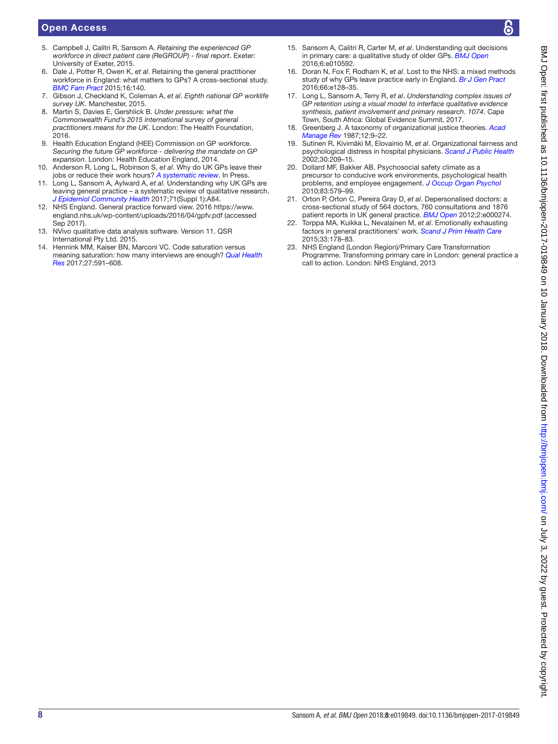5. Campbell J, Calitri R, Sansom A. *Retaining the experienced GP workforce in direct patient care (ReGROUP) - final report*. Exeter: University of Exeter, 2015.
6. Dale J, Potter R, Owen K, *et al*. Retaining the general practitioner workforce in England: what matters to GPs? A cross-sectional study. *BMC Fam Pract* 2015;16:140.
7. Gibson J, Checkland K, Coleman A, *et al*. *Eighth national GP worklife survey UK*. Manchester, 2015.
8. Martin S, Davies E, Gershlick B. *Under pressure: what the Commonwealth Fund's 2015 international survey of general practitioners means for the UK*. London: The Health Foundation, 2016.
9. Health Education England (HEE) Commission on GP workforce. *Securing the future GP workforce - delivering the mandate on GP expansion*. London: Health Education England, 2014.
10. Anderson R, Long L, Robinson S, *et al*. Why do UK GPs leave their jobs or reduce their work hours? *A systematic review*. In Press.
11. Long L, Sansom A, Aylward A, *et al*. Understanding why UK GPs are leaving general practice – a systematic review of qualitative research. *J Epidemiol Community Health* 2017;71(Suppl 1):A84.
12. NHS England. General practice forward view. 2016 https://www.england.nhs.uk/wp-content/uploads/2016/04/gpfv.pdf (accessed Sep 2017).
13. NVivo qualitative data analysis software. Version 11. QSR International Pty Ltd. 2015.
14. Hennink MM, Kaiser BN, Marconi VC. Code saturation versus meaning saturation: how many interviews are enough? *Qual Health Res* 2017;27:591–608.
15. Sansom A, Calitri R, Carter M, *et al*. Understanding quit decisions in primary care: a qualitative study of older GPs. *BMJ Open* 2016;6:e010592.
16. Doran N, Fox F, Rodham K, *et al*. Lost to the NHS: a mixed methods study of why GPs leave practice early in England. *Br J Gen Pract* 2016;66:e128–35.
17. Long L, Sansom A, Terry R, *et al*. *Understanding complex issues of GP retention using a visual model to interface qualitative evidence synthesis, patient involvement and primary research. 1074*. Cape Town, South Africa: Global Evidence Summit, 2017.
18. Greenberg J. A taxonomy of organizational justice theories. *Acad Manage Rev* 1987;12:9–22.
19. Sutinen R, Kivimäki M, Elovainio M, *et al*. Organizational fairness and psychological distress in hospital physicians. *Scand J Public Health* 2002;30:209–15.
20. Dollard MF, Bakker AB. Psychosocial safety climate as a precursor to conducive work environments, psychological health problems, and employee engagement. *J Occup Organ Psychol* 2010;83:579–99.
21. Orton P, Orton C, Pereira Gray D, *et al*. Depersonalised doctors: a cross-sectional study of 564 doctors, 760 consultations and 1876 patient reports in UK general practice. *BMJ Open* 2012;2:e000274.
22. Torppa MA, Kuikka L, Nevalainen M, *et al*. Emotionally exhausting factors in general practitioners' work. *Scand J Prim Health Care* 2015;33:178–83.
23. NHS England (London Region)/Primary Care Transformation Programme. Transforming primary care in London: general practice a call to action. London: NHS England, 2013